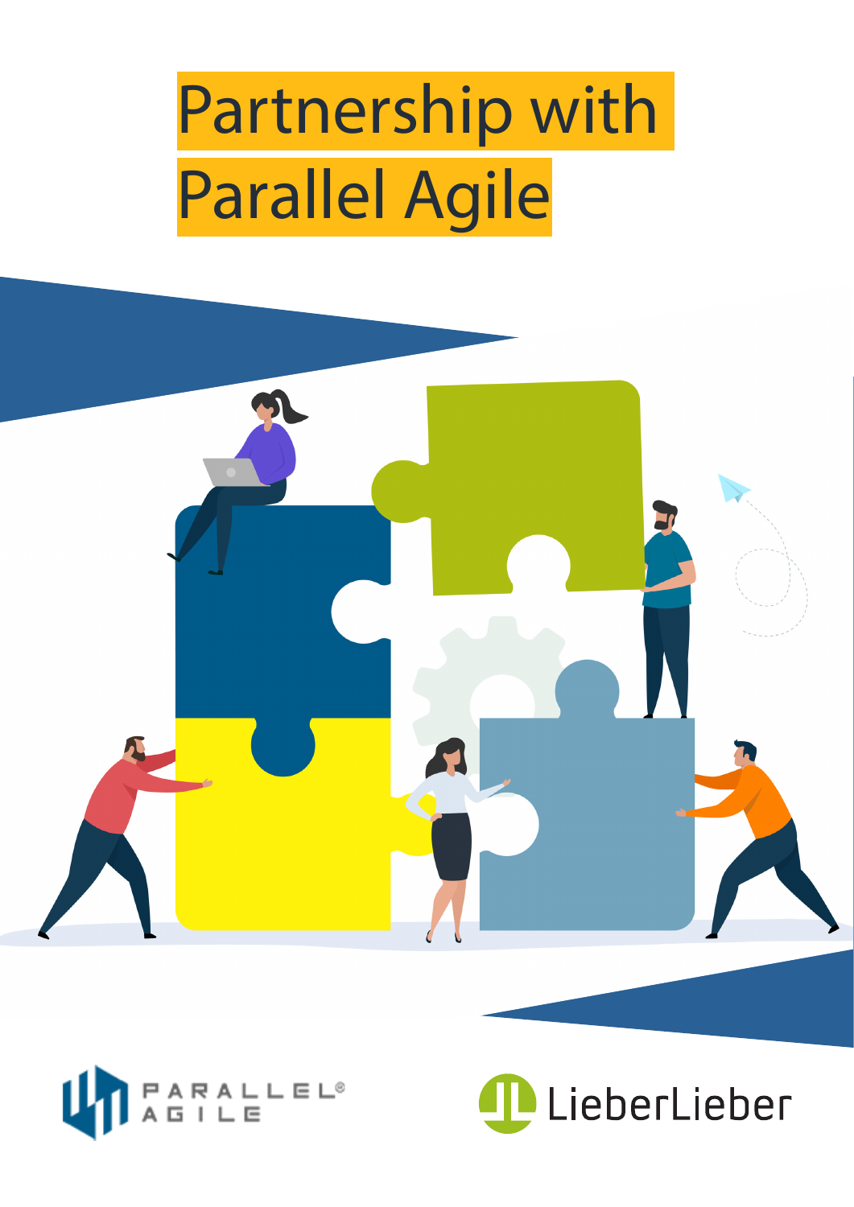# Partnership with Parallel Agile

PARALLEL® AGILE

LieberLieber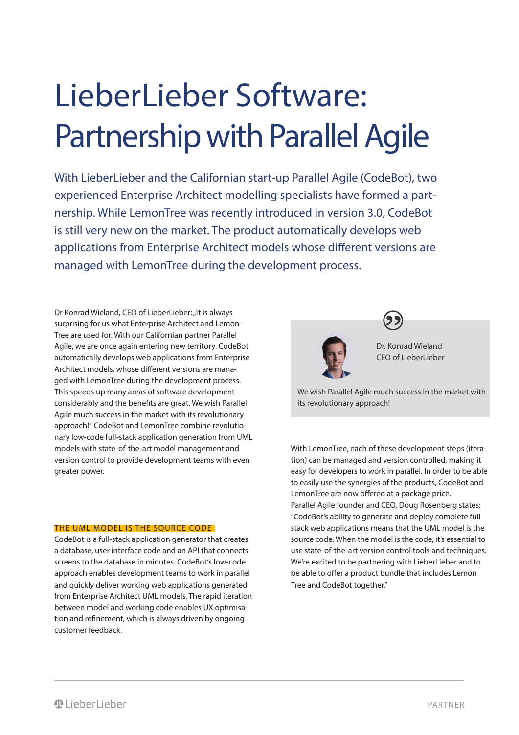# LieberLieber Software: Partnership with Parallel Agile

With LieberLieber and the Californian start-up Parallel Agile (CodeBot), two experienced Enterprise Architect modelling specialists have formed a partnership. While LemonTree was recently introduced in version 3.0, CodeBot is still very new on the market. The product automatically develops web applications from Enterprise Architect models whose different versions are managed with LemonTree during the development process.

Dr Konrad Wieland, CEO of LieberLieber: „It is always surprising for us what Enterprise Architect and LemonTree are used for. With our Californian partner Parallel Agile, we are once again entering new territory. CodeBot automatically develops web applications from Enterprise Architect models, whose different versions are managed with LemonTree during the development process. This speeds up many areas of software development considerably and the benefits are great. We wish Parallel Agile much success in the market with its revolutionary approach!" CodeBot and LemonTree combine revolutionary low-code full-stack application generation from UML models with state-of-the-art model management and version control to provide development teams with even greater power.

## THE UML MODEL IS THE SOURCE CODE

CodeBot is a full-stack application generator that creates a database, user interface code and an API that connects screens to the database in minutes. CodeBot's low-code approach enables development teams to work in parallel and quickly deliver working web applications generated from Enterprise Architect UML models. The rapid iteration between model and working code enables UX optimisation and refinement, which is always driven by ongoing customer feedback.

> Dr. Konrad Wieland
> CEO of LieberLieber
>
> We wish Parallel Agile much success in the market with its revolutionary approach!

With LemonTree, each of these development steps (iteration) can be managed and version controlled, making it easy for developers to work in parallel. In order to be able to easily use the synergies of the products, CodeBot and LemonTree are now offered at a package price.
Parallel Agile founder and CEO, Doug Rosenberg states: "CodeBot's ability to generate and deploy complete full stack web applications means that the UML model is the source code. When the model is the code, it's essential to use state-of-the-art version control tools and techniques. We're excited to be partnering with LieberLieber and to be able to offer a product bundle that includes Lemon Tree and CodeBot together."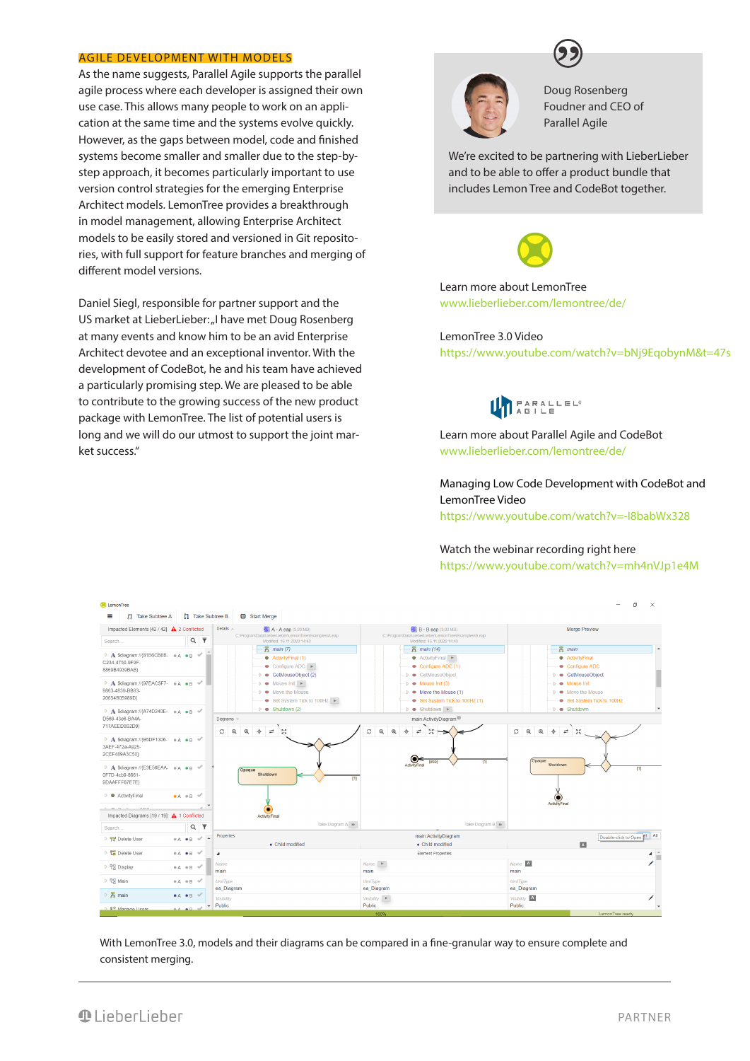## AGILE DEVELOPMENT WITH MODELS

As the name suggests, Parallel Agile supports the parallel agile process where each developer is assigned their own use case. This allows many people to work on an application at the same time and the systems evolve quickly. However, as the gaps between model, code and finished systems become smaller and smaller due to the step-by-step approach, it becomes particularly important to use version control strategies for the emerging Enterprise Architect models. LemonTree provides a breakthrough in model management, allowing Enterprise Architect models to be easily stored and versioned in Git repositories, with full support for feature branches and merging of different model versions.

Daniel Siegl, responsible for partner support and the US market at LieberLieber: „I have met Doug Rosenberg at many events and know him to be an avid Enterprise Architect devotee and an exceptional inventor. With the development of CodeBot, he and his team have achieved a particularly promising step. We are pleased to be able to contribute to the growing success of the new product package with LemonTree. The list of potential users is long and we will do our utmost to support the joint market success."

Doug Rosenberg
Foudner and CEO of
Parallel Agile

We're excited to be partnering with LieberLieber and to be able to offer a product bundle that includes Lemon Tree and CodeBot together.

Learn more about LemonTree
www.lieberlieber.com/lemontree/de/

LemonTree 3.0 Video
https://www.youtube.com/watch?v=bNj9EqobynM&t=47s

Learn more about Parallel Agile and CodeBot
www.lieberlieber.com/lemontree/de/

Managing Low Code Development with CodeBot and LemonTree Video
https://www.youtube.com/watch?v=-I8babWx328

Watch the webinar recording right here
https://www.youtube.com/watch?v=mh4nVJp1e4M

With LemonTree 3.0, models and their diagrams can be compared in a fine-granular way to ensure complete and consistent merging.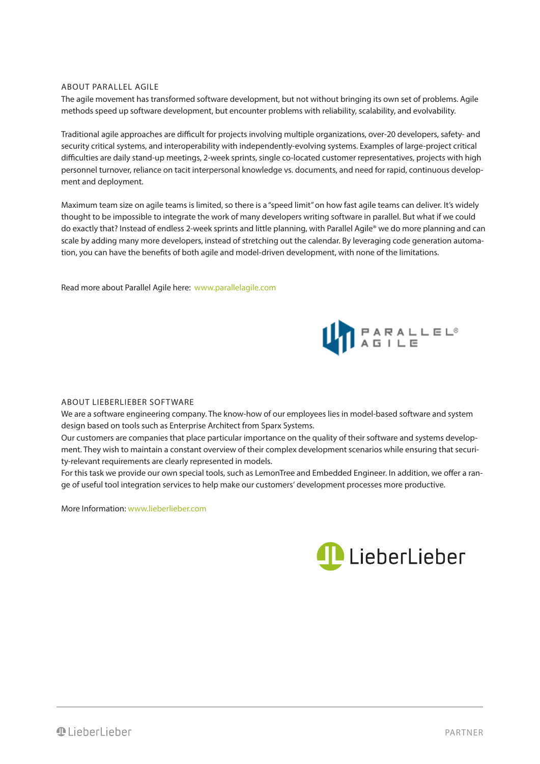## ABOUT PARALLEL AGILE

The agile movement has transformed software development, but not without bringing its own set of problems. Agile methods speed up software development, but encounter problems with reliability, scalability, and evolvability.

Traditional agile approaches are difficult for projects involving multiple organizations, over-20 developers, safety- and security critical systems, and interoperability with independently-evolving systems. Examples of large-project critical difficulties are daily stand-up meetings, 2-week sprints, single co-located customer representatives, projects with high personnel turnover, reliance on tacit interpersonal knowledge vs. documents, and need for rapid, continuous development and deployment.

Maximum team size on agile teams is limited, so there is a "speed limit" on how fast agile teams can deliver. It's widely thought to be impossible to integrate the work of many developers writing software in parallel. But what if we could do exactly that? Instead of endless 2-week sprints and little planning, with Parallel Agile® we do more planning and can scale by adding many more developers, instead of stretching out the calendar. By leveraging code generation automation, you can have the benefits of both agile and model-driven development, with none of the limitations.

Read more about Parallel Agile here: www.parallelagile.com

PARALLEL® AGILE

## ABOUT LIEBERLIEBER SOFTWARE

We are a software engineering company. The know-how of our employees lies in model-based software and system design based on tools such as Enterprise Architect from Sparx Systems.

Our customers are companies that place particular importance on the quality of their software and systems development. They wish to maintain a constant overview of their complex development scenarios while ensuring that security-relevant requirements are clearly represented in models.

For this task we provide our own special tools, such as LemonTree and Embedded Engineer. In addition, we offer a range of useful tool integration services to help make our customers' development processes more productive.

More Information: www.lieberlieber.com

LieberLieber